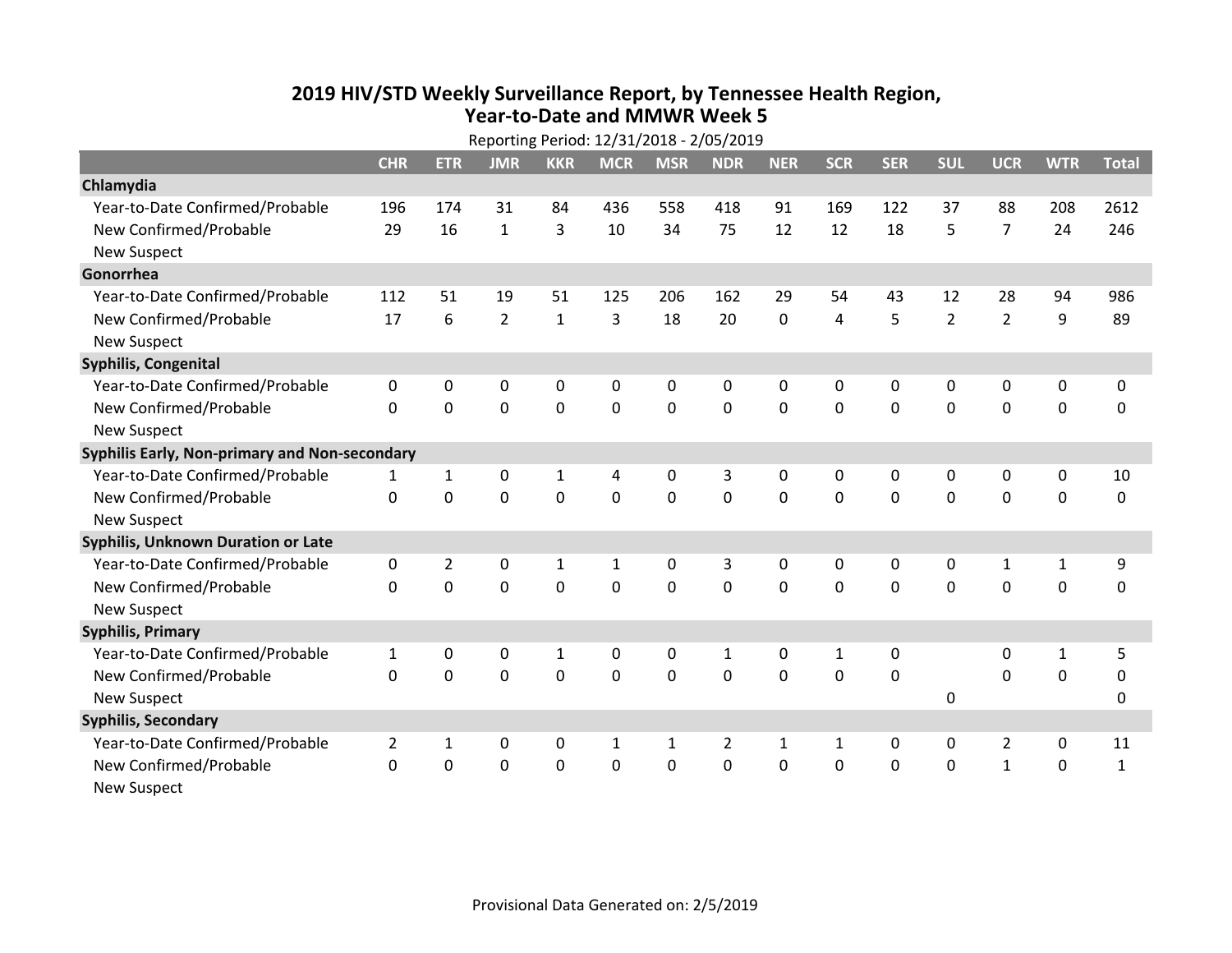# 2019 HIV/STD Weekly Surveillance Report, by Tennessee Health Region, Year-to-Date and MMWR Week 5

Reporting Period: 12/31/2018 - 2/05/2019

| | CHR | ETR | JMR | KKR | MCR | MSR | NDR | NER | SCR | SER | SUL | UCR | WTR | Total |
|---|---|---|---|---|---|---|---|---|---|---|---|---|---|---|
| **Chlamydia** | | | | | | | | | | | | | | |
| Year-to-Date Confirmed/Probable | 196 | 174 | 31 | 84 | 436 | 558 | 418 | 91 | 169 | 122 | 37 | 88 | 208 | 2612 |
| New Confirmed/Probable | 29 | 16 | 1 | 3 | 10 | 34 | 75 | 12 | 12 | 18 | 5 | 7 | 24 | 246 |
| New Suspect | | | | | | | | | | | | | | |
| **Gonorrhea** | | | | | | | | | | | | | | |
| Year-to-Date Confirmed/Probable | 112 | 51 | 19 | 51 | 125 | 206 | 162 | 29 | 54 | 43 | 12 | 28 | 94 | 986 |
| New Confirmed/Probable | 17 | 6 | 2 | 1 | 3 | 18 | 20 | 0 | 4 | 5 | 2 | 2 | 9 | 89 |
| New Suspect | | | | | | | | | | | | | | |
| **Syphilis, Congenital** | | | | | | | | | | | | | | |
| Year-to-Date Confirmed/Probable | 0 | 0 | 0 | 0 | 0 | 0 | 0 | 0 | 0 | 0 | 0 | 0 | 0 | 0 |
| New Confirmed/Probable | 0 | 0 | 0 | 0 | 0 | 0 | 0 | 0 | 0 | 0 | 0 | 0 | 0 | 0 |
| New Suspect | | | | | | | | | | | | | | |
| **Syphilis Early, Non-primary and Non-secondary** | | | | | | | | | | | | | | |
| Year-to-Date Confirmed/Probable | 1 | 1 | 0 | 1 | 4 | 0 | 3 | 0 | 0 | 0 | 0 | 0 | 0 | 10 |
| New Confirmed/Probable | 0 | 0 | 0 | 0 | 0 | 0 | 0 | 0 | 0 | 0 | 0 | 0 | 0 | 0 |
| New Suspect | | | | | | | | | | | | | | |
| **Syphilis, Unknown Duration or Late** | | | | | | | | | | | | | | |
| Year-to-Date Confirmed/Probable | 0 | 2 | 0 | 1 | 1 | 0 | 3 | 0 | 0 | 0 | 0 | 1 | 1 | 9 |
| New Confirmed/Probable | 0 | 0 | 0 | 0 | 0 | 0 | 0 | 0 | 0 | 0 | 0 | 0 | 0 | 0 |
| New Suspect | | | | | | | | | | | | | | |
| **Syphilis, Primary** | | | | | | | | | | | | | | |
| Year-to-Date Confirmed/Probable | 1 | 0 | 0 | 1 | 0 | 0 | 1 | 0 | 1 | 0 | | 0 | 1 | 5 |
| New Confirmed/Probable | 0 | 0 | 0 | 0 | 0 | 0 | 0 | 0 | 0 | 0 | | 0 | 0 | 0 |
| New Suspect | | | | | | | | | | | 0 | | | 0 |
| **Syphilis, Secondary** | | | | | | | | | | | | | | |
| Year-to-Date Confirmed/Probable | 2 | 1 | 0 | 0 | 1 | 1 | 2 | 1 | 1 | 0 | 0 | 2 | 0 | 11 |
| New Confirmed/Probable | 0 | 0 | 0 | 0 | 0 | 0 | 0 | 0 | 0 | 0 | 0 | 1 | 0 | 1 |
| New Suspect | | | | | | | | | | | | | | |

Provisional Data Generated on: 2/5/2019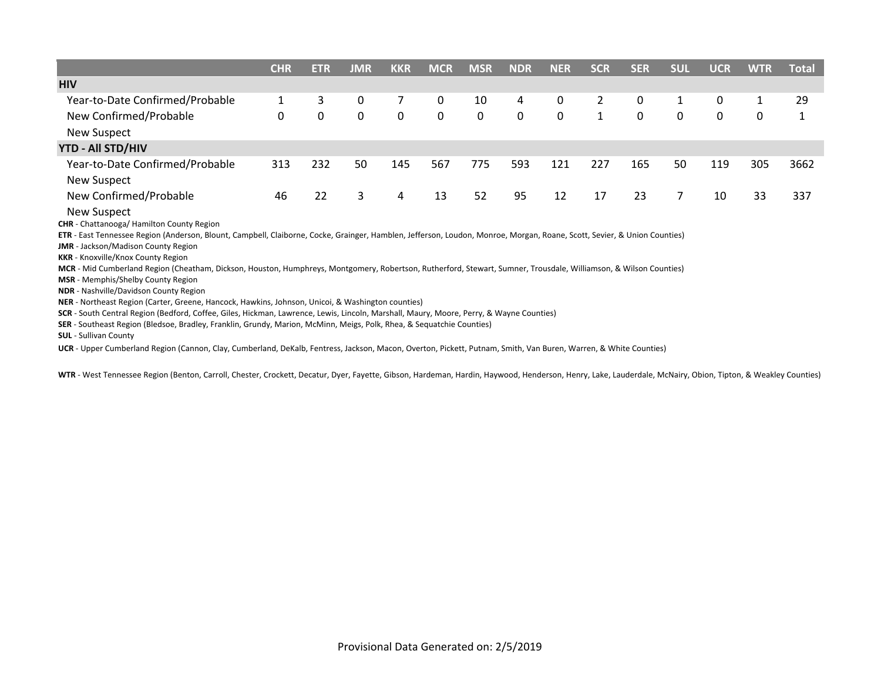| | CHR | ETR | JMR | KKR | MCR | MSR | NDR | NER | SCR | SER | SUL | UCR | WTR | Total |
|---|---|---|---|---|---|---|---|---|---|---|---|---|---|---|
| **HIV** | | | | | | | | | | | | | | |
| Year-to-Date Confirmed/Probable | 1 | 3 | 0 | 7 | 0 | 10 | 4 | 0 | 2 | 0 | 1 | 0 | 1 | 29 |
| New Confirmed/Probable | 0 | 0 | 0 | 0 | 0 | 0 | 0 | 0 | 1 | 0 | 0 | 0 | 0 | 1 |
| New Suspect | | | | | | | | | | | | | | |
| **YTD - All STD/HIV** | | | | | | | | | | | | | | |
| Year-to-Date Confirmed/Probable | 313 | 232 | 50 | 145 | 567 | 775 | 593 | 121 | 227 | 165 | 50 | 119 | 305 | 3662 |
| New Suspect | | | | | | | | | | | | | | |
| New Confirmed/Probable | 46 | 22 | 3 | 4 | 13 | 52 | 95 | 12 | 17 | 23 | 7 | 10 | 33 | 337 |
| New Suspect | | | | | | | | | | | | | | |

**CHR** - Chattanooga/ Hamilton County Region

**ETR** - East Tennessee Region (Anderson, Blount, Campbell, Claiborne, Cocke, Grainger, Hamblen, Jefferson, Loudon, Monroe, Morgan, Roane, Scott, Sevier, & Union Counties)

**JMR** - Jackson/Madison County Region

**KKR** - Knoxville/Knox County Region

**MCR** - Mid Cumberland Region (Cheatham, Dickson, Houston, Humphreys, Montgomery, Robertson, Rutherford, Stewart, Sumner, Trousdale, Williamson, & Wilson Counties)

**MSR** - Memphis/Shelby County Region

**NDR** - Nashville/Davidson County Region

**NER** - Northeast Region (Carter, Greene, Hancock, Hawkins, Johnson, Unicoi, & Washington counties)

**SCR** - South Central Region (Bedford, Coffee, Giles, Hickman, Lawrence, Lewis, Lincoln, Marshall, Maury, Moore, Perry, & Wayne Counties)

**SER** - Southeast Region (Bledsoe, Bradley, Franklin, Grundy, Marion, McMinn, Meigs, Polk, Rhea, & Sequatchie Counties)

**SUL** - Sullivan County

**UCR** - Upper Cumberland Region (Cannon, Clay, Cumberland, DeKalb, Fentress, Jackson, Macon, Overton, Pickett, Putnam, Smith, Van Buren, Warren, & White Counties)

**WTR** - West Tennessee Region (Benton, Carroll, Chester, Crockett, Decatur, Dyer, Fayette, Gibson, Hardeman, Hardin, Haywood, Henderson, Henry, Lake, Lauderdale, McNairy, Obion, Tipton, & Weakley Counties)

Provisional Data Generated on: 2/5/2019